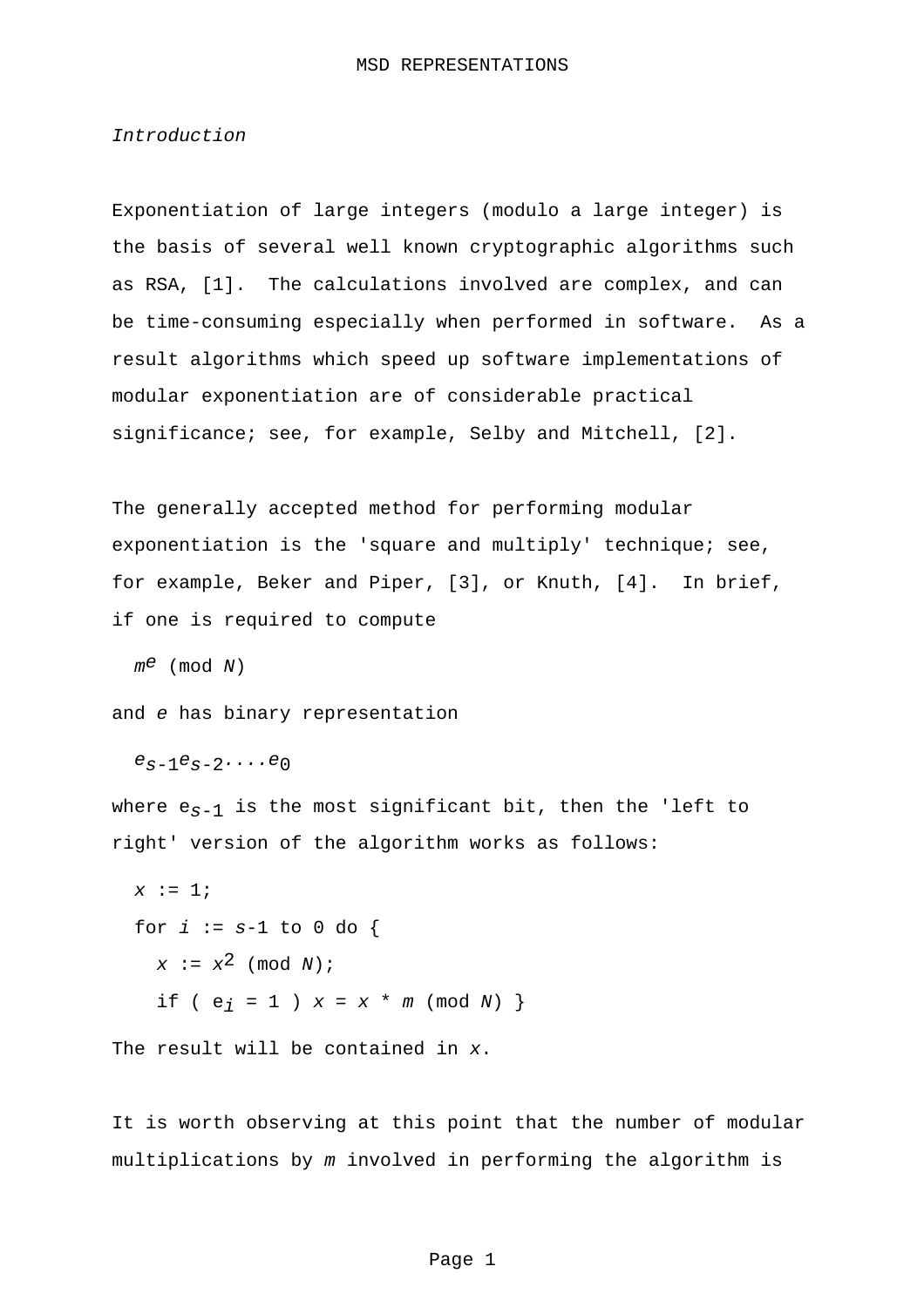*Introduction*

Exponentiation of large integers (modulo a large integer) is the basis of several well known cryptographic algorithms such as RSA, [1]. The calculations involved are complex, and can be time-consuming especially when performed in software. As a result algorithms which speed up software implementations of modular exponentiation are of considerable practical significance; see, for example, Selby and Mitchell, [2].

The generally accepted method for performing modular exponentiation is the 'square and multiply' technique; see, for example, Beker and Piper, [3], or Knuth, [4]. In brief, if one is required to compute

$m^e \pmod N$

and $e$ has binary representation

$e_{s-1}e_{s-2}....e_0$

where $e_{s-1}$ is the most significant bit, then the 'left to right' version of the algorithm works as follows:

```
x := 1;
for i := s-1 to 0 do {
  x := x^2 (mod N);
  if ( e_i = 1 ) x = x * m (mod N) }
```

The result will be contained in $x$.

It is worth observing at this point that the number of modular multiplications by $m$ involved in performing the algorithm is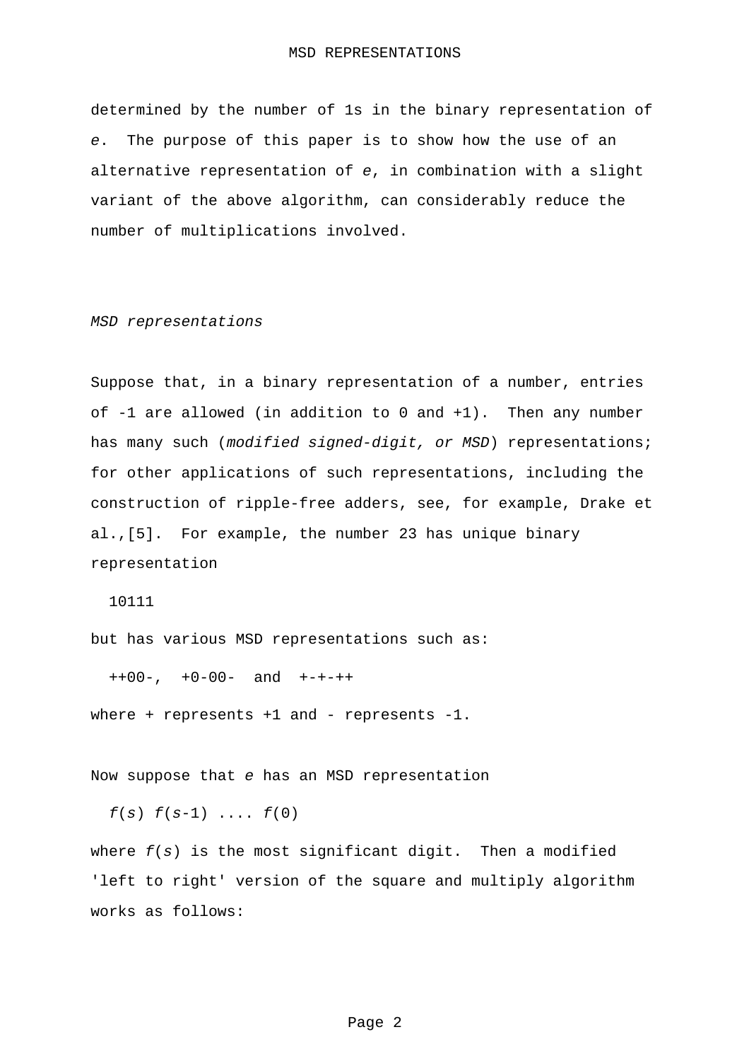determined by the number of 1s in the binary representation of *e*. The purpose of this paper is to show how the use of an alternative representation of *e*, in combination with a slight variant of the above algorithm, can considerably reduce the number of multiplications involved.

*MSD representations*

Suppose that, in a binary representation of a number, entries of -1 are allowed (in addition to 0 and +1). Then any number has many such (*modified signed-digit, or MSD*) representations; for other applications of such representations, including the construction of ripple-free adders, see, for example, Drake et al.,[5]. For example, the number 23 has unique binary representation

10111

but has various MSD representations such as:

++00-, +0-00- and +-+-++

where + represents +1 and - represents -1.

Now suppose that *e* has an MSD representation

$f(s)\ f(s\text{-}1)\ \ldots.\ f(0)$

where $f(s)$ is the most significant digit. Then a modified 'left to right' version of the square and multiply algorithm works as follows: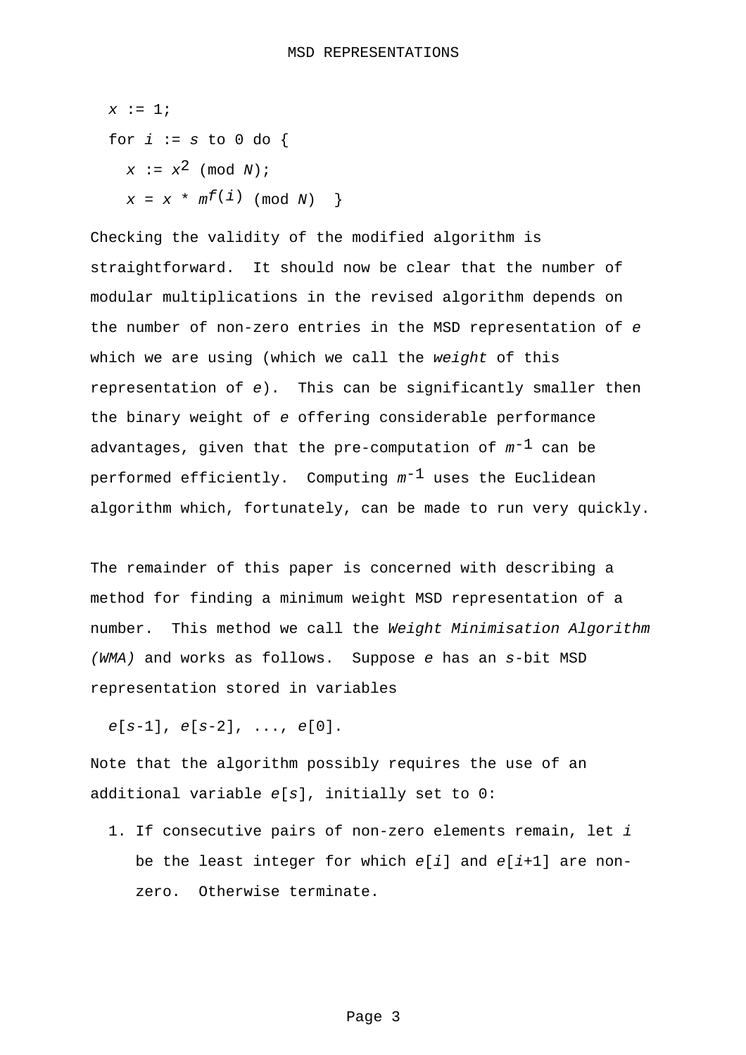```
x := 1;
for i := s to 0 do {
  x := x^2 (mod N);
  x = x * m^f(i) (mod N)  }
```

Checking the validity of the modified algorithm is straightforward. It should now be clear that the number of modular multiplications in the revised algorithm depends on the number of non-zero entries in the MSD representation of $e$ which we are using (which we call the *weight* of this representation of $e$). This can be significantly smaller then the binary weight of $e$ offering considerable performance advantages, given that the pre-computation of $m^{-1}$ can be performed efficiently. Computing $m^{-1}$ uses the Euclidean algorithm which, fortunately, can be made to run very quickly.

The remainder of this paper is concerned with describing a method for finding a minimum weight MSD representation of a number. This method we call the *Weight Minimisation Algorithm (WMA)* and works as follows. Suppose $e$ has an $s$-bit MSD representation stored in variables

$e[s-1]$, $e[s-2]$, ..., $e[0]$.

Note that the algorithm possibly requires the use of an additional variable $e[s]$, initially set to 0:

1. If consecutive pairs of non-zero elements remain, let $i$ be the least integer for which $e[i]$ and $e[i+1]$ are non-zero. Otherwise terminate.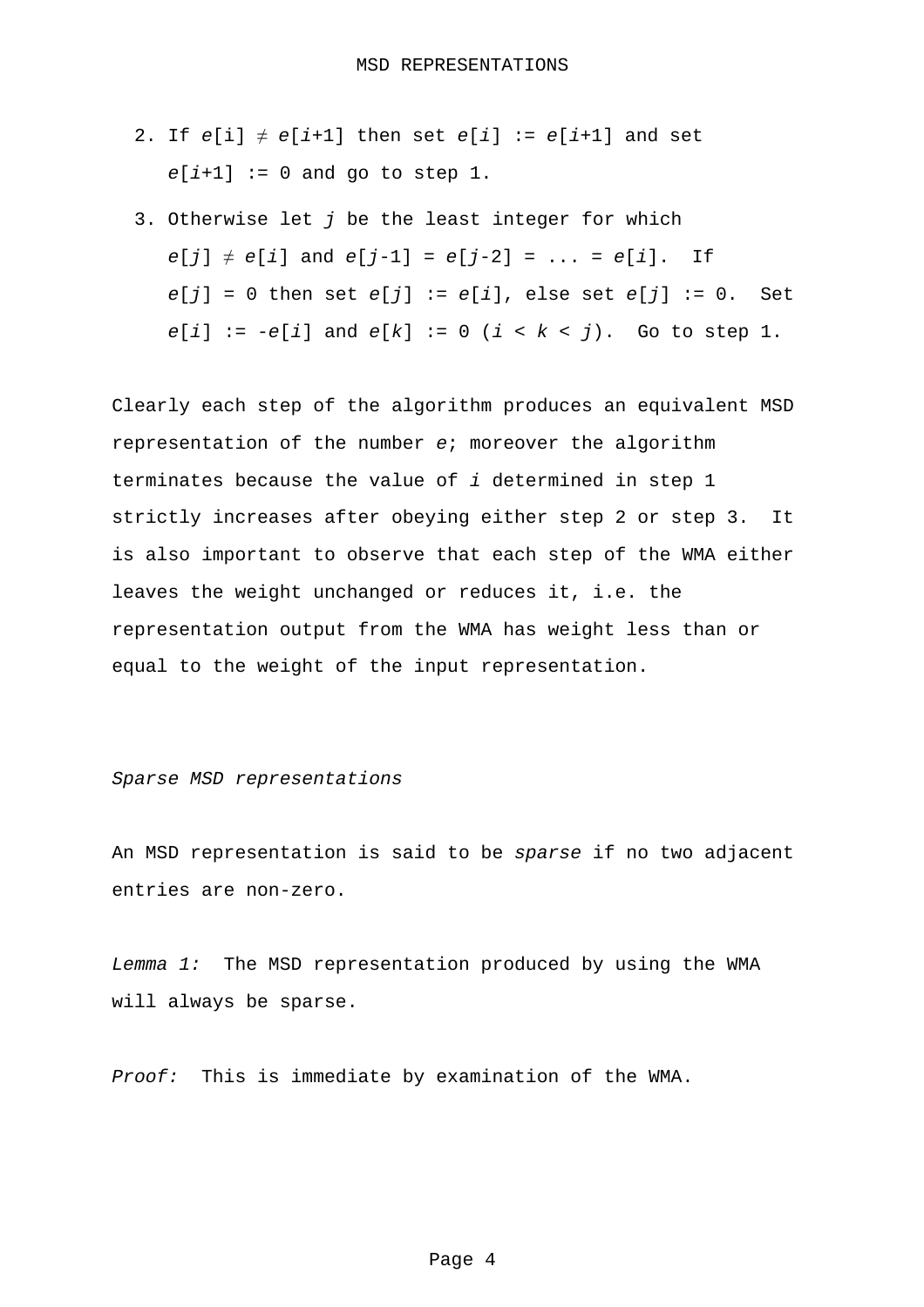2. If $e[i] \neq e[i+1]$ then set $e[i] := e[i+1]$ and set $e[i+1] := 0$ and go to step 1.

3. Otherwise let $j$ be the least integer for which $e[j] \neq e[i]$ and $e[j-1] = e[j-2] = \ldots = e[i]$. If $e[j] = 0$ then set $e[j] := e[i]$, else set $e[j] := 0$. Set $e[i] := -e[i]$ and $e[k] := 0$ $(i < k < j)$. Go to step 1.

Clearly each step of the algorithm produces an equivalent MSD representation of the number $e$; moreover the algorithm terminates because the value of $i$ determined in step 1 strictly increases after obeying either step 2 or step 3. It is also important to observe that each step of the WMA either leaves the weight unchanged or reduces it, i.e. the representation output from the WMA has weight less than or equal to the weight of the input representation.

*Sparse MSD representations*

An MSD representation is said to be *sparse* if no two adjacent entries are non-zero.

*Lemma 1:* The MSD representation produced by using the WMA will always be sparse.

*Proof:* This is immediate by examination of the WMA.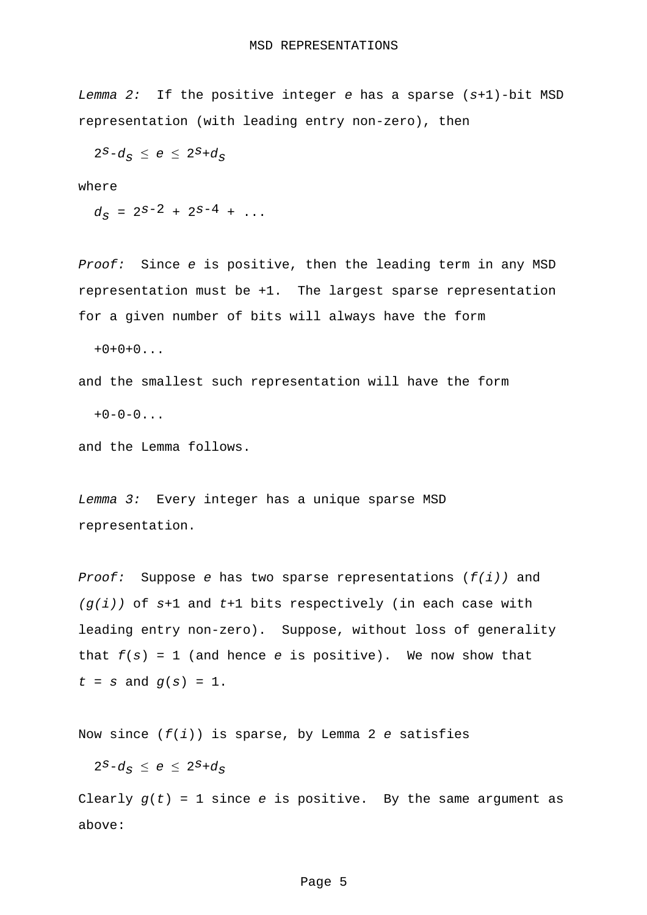*Lemma 2:* If the positive integer $e$ has a sparse ($s$+1)-bit MSD representation (with leading entry non-zero), then

$$2^s - d_s \le e \le 2^s + d_s$$

where

$$d_s = 2^{s-2} + 2^{s-4} + \ldots$$

*Proof:* Since $e$ is positive, then the leading term in any MSD representation must be +1. The largest sparse representation for a given number of bits will always have the form

```
+0+0+0...
```

and the smallest such representation will have the form

```
+0-0-0...
```

and the Lemma follows.

*Lemma 3:* Every integer has a unique sparse MSD representation.

*Proof:* Suppose $e$ has two sparse representations $(f(i))$ and $(g(i))$ of $s$+1 and $t$+1 bits respectively (in each case with leading entry non-zero). Suppose, without loss of generality that $f(s) = 1$ (and hence $e$ is positive). We now show that $t = s$ and $g(s) = 1$.

Now since $(f(i))$ is sparse, by Lemma 2 $e$ satisfies

$$2^s - d_s \le e \le 2^s + d_s$$

Clearly $g(t) = 1$ since $e$ is positive. By the same argument as above: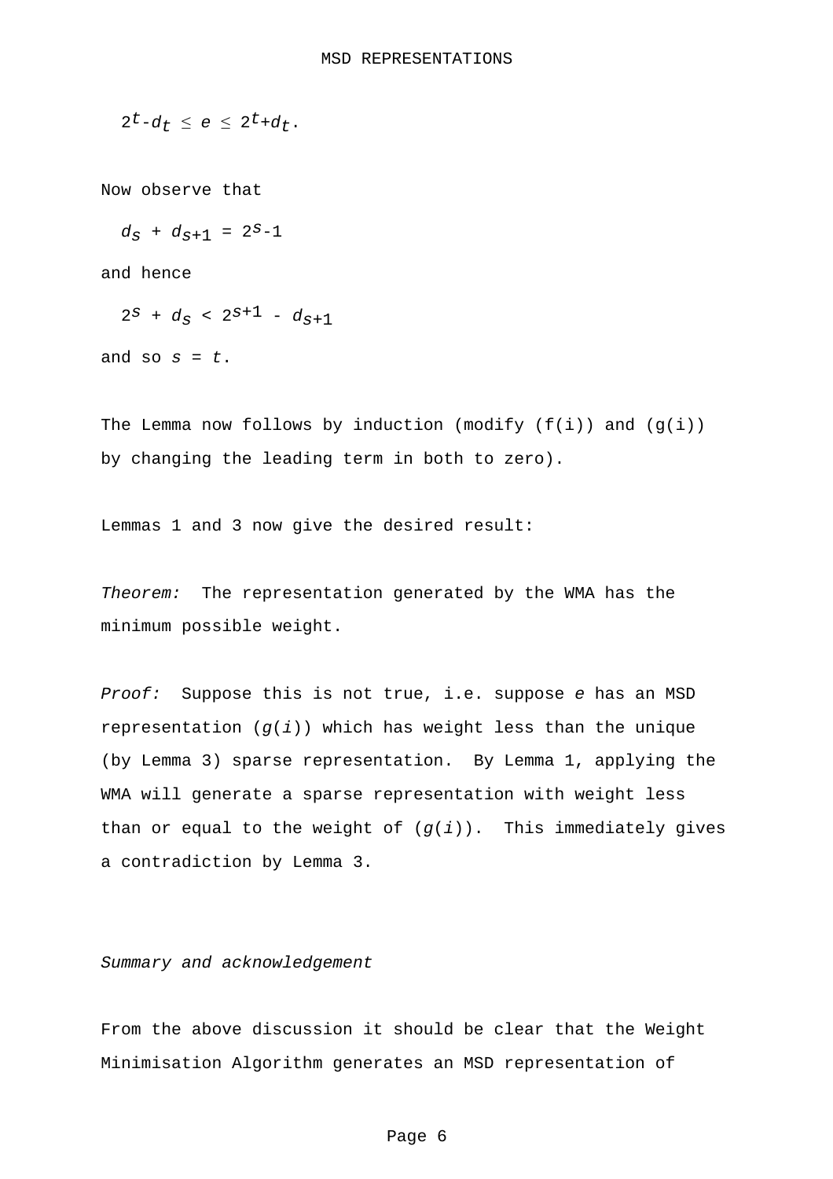$$2^t - d_t \le e \le 2^t + d_t.$$

Now observe that

$$d_s + d_{s+1} = 2^s - 1$$

and hence

$$2^s + d_s < 2^{s+1} - d_{s+1}$$

and so $s = t$.

The Lemma now follows by induction (modify $(f(i))$ and $(g(i))$ by changing the leading term in both to zero).

Lemmas 1 and 3 now give the desired result:

*Theorem:* The representation generated by the WMA has the minimum possible weight.

*Proof:* Suppose this is not true, i.e. suppose $e$ has an MSD representation $(g(i))$ which has weight less than the unique (by Lemma 3) sparse representation. By Lemma 1, applying the WMA will generate a sparse representation with weight less than or equal to the weight of $(g(i))$. This immediately gives a contradiction by Lemma 3.

*Summary and acknowledgement*

From the above discussion it should be clear that the Weight Minimisation Algorithm generates an MSD representation of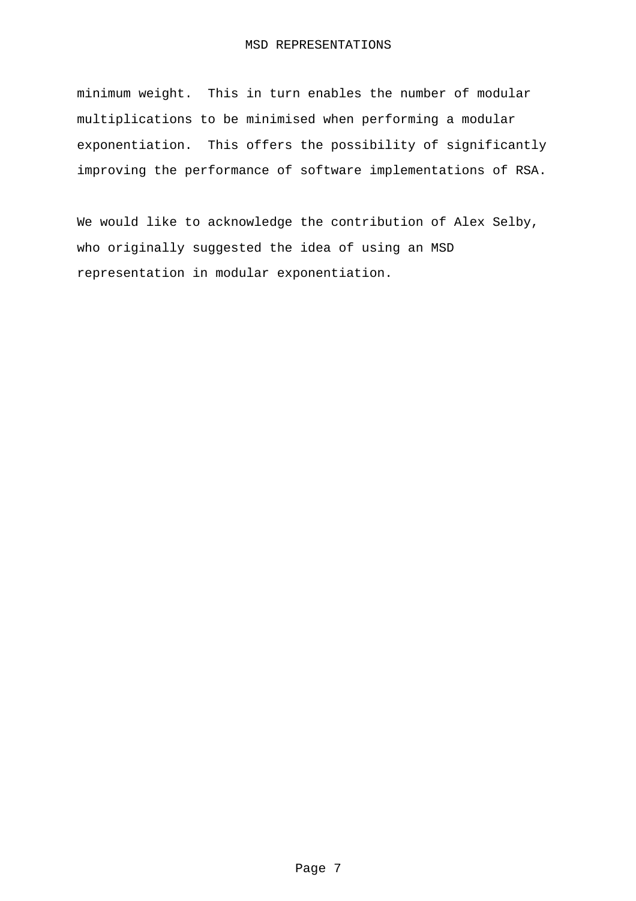minimum weight.  This in turn enables the number of modular multiplications to be minimised when performing a modular exponentiation.  This offers the possibility of significantly improving the performance of software implementations of RSA.

We would like to acknowledge the contribution of Alex Selby, who originally suggested the idea of using an MSD representation in modular exponentiation.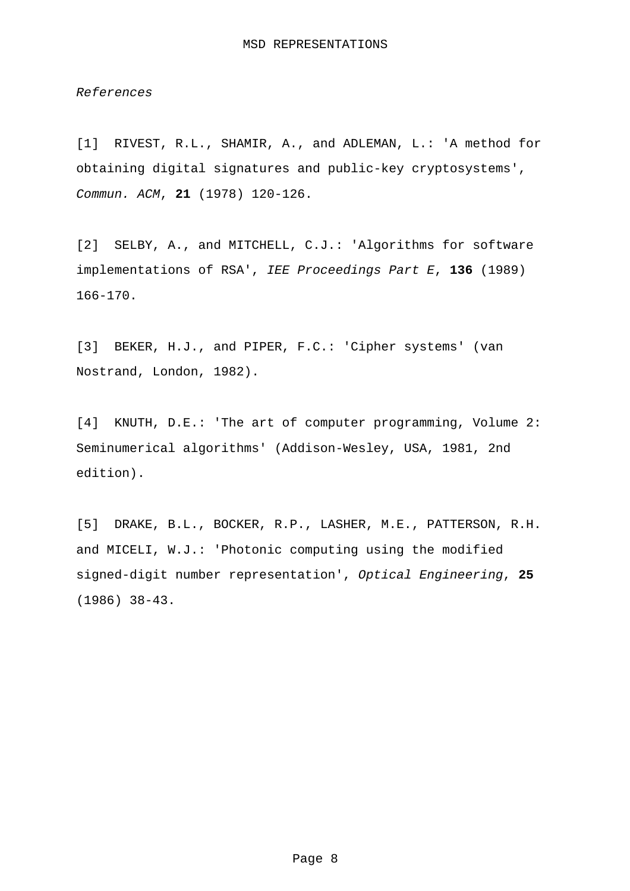*References*

[1] RIVEST, R.L., SHAMIR, A., and ADLEMAN, L.: 'A method for obtaining digital signatures and public-key cryptosystems', *Commun. ACM*, **21** (1978) 120-126.

[2] SELBY, A., and MITCHELL, C.J.: 'Algorithms for software implementations of RSA', *IEE Proceedings Part E*, **136** (1989) 166-170.

[3] BEKER, H.J., and PIPER, F.C.: 'Cipher systems' (van Nostrand, London, 1982).

[4] KNUTH, D.E.: 'The art of computer programming, Volume 2: Seminumerical algorithms' (Addison-Wesley, USA, 1981, 2nd edition).

[5] DRAKE, B.L., BOCKER, R.P., LASHER, M.E., PATTERSON, R.H. and MICELI, W.J.: 'Photonic computing using the modified signed-digit number representation', *Optical Engineering*, **25** (1986) 38-43.